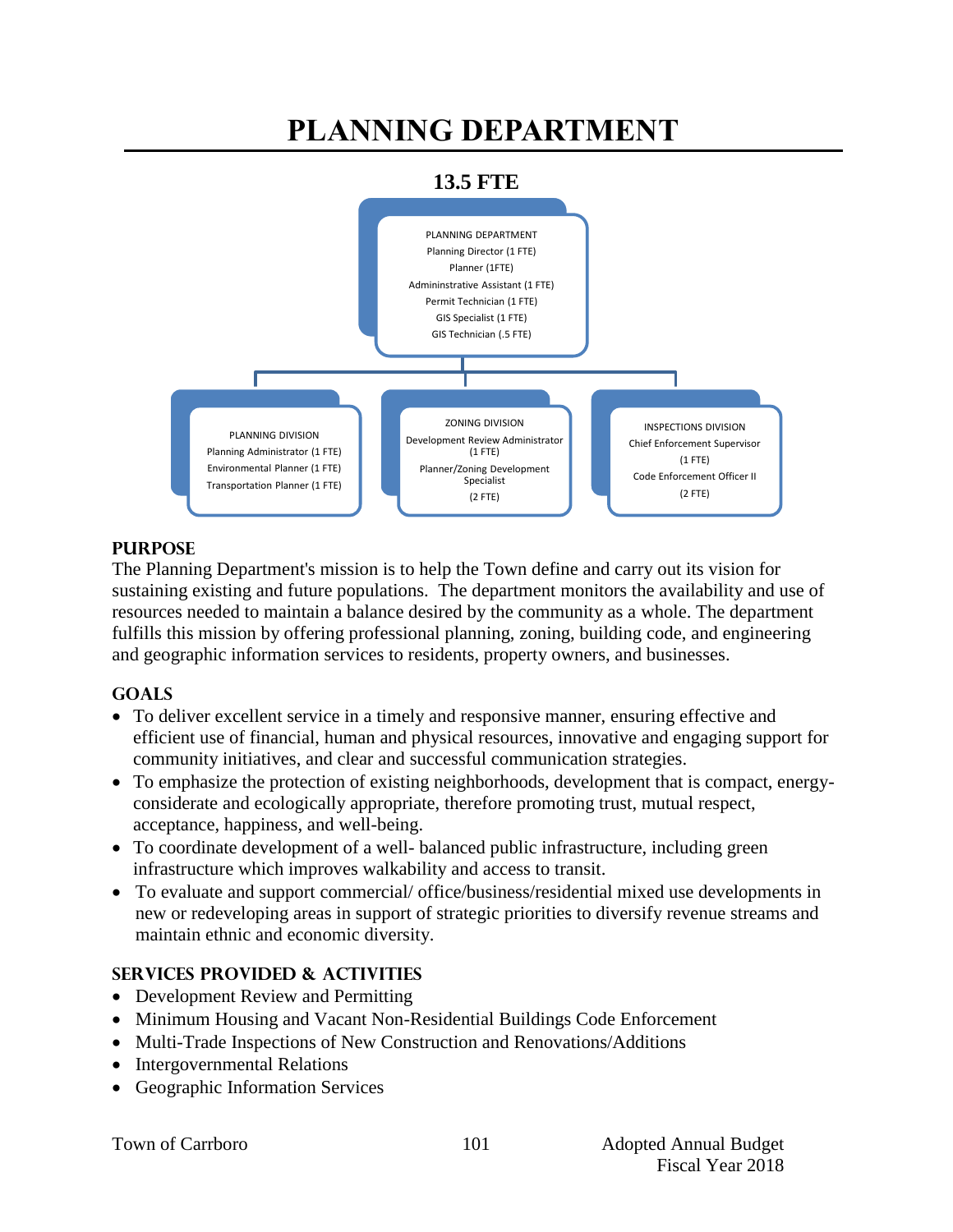# PLANNING DEPARTMENT

**13.5 FTE**

PLANNING DEPARTMENT
Planning Director (1 FTE)
Planner (1FTE)
Admininstrative Assistant (1 FTE)
Permit Technician (1 FTE)
GIS Specialist (1 FTE)
GIS Technician (.5 FTE)

PLANNING DIVISION
Planning Administrator (1 FTE)
Environmental Planner (1 FTE)
Transportation Planner (1 FTE)

ZONING DIVISION
Development Review Administrator (1 FTE)
Planner/Zoning Development Specialist (2 FTE)

INSPECTIONS DIVISION
Chief Enforcement Supervisor (1 FTE)
Code Enforcement Officer II (2 FTE)

## PURPOSE

The Planning Department's mission is to help the Town define and carry out its vision for sustaining existing and future populations. The department monitors the availability and use of resources needed to maintain a balance desired by the community as a whole. The department fulfills this mission by offering professional planning, zoning, building code, and engineering and geographic information services to residents, property owners, and businesses.

## GOALS

- To deliver excellent service in a timely and responsive manner, ensuring effective and efficient use of financial, human and physical resources, innovative and engaging support for community initiatives, and clear and successful communication strategies.
- To emphasize the protection of existing neighborhoods, development that is compact, energy-considerate and ecologically appropriate, therefore promoting trust, mutual respect, acceptance, happiness, and well-being.
- To coordinate development of a well- balanced public infrastructure, including green infrastructure which improves walkability and access to transit.
- To evaluate and support commercial/ office/business/residential mixed use developments in new or redeveloping areas in support of strategic priorities to diversify revenue streams and maintain ethnic and economic diversity.

## SERVICES PROVIDED & ACTIVITIES

- Development Review and Permitting
- Minimum Housing and Vacant Non-Residential Buildings Code Enforcement
- Multi-Trade Inspections of New Construction and Renovations/Additions
- Intergovernmental Relations
- Geographic Information Services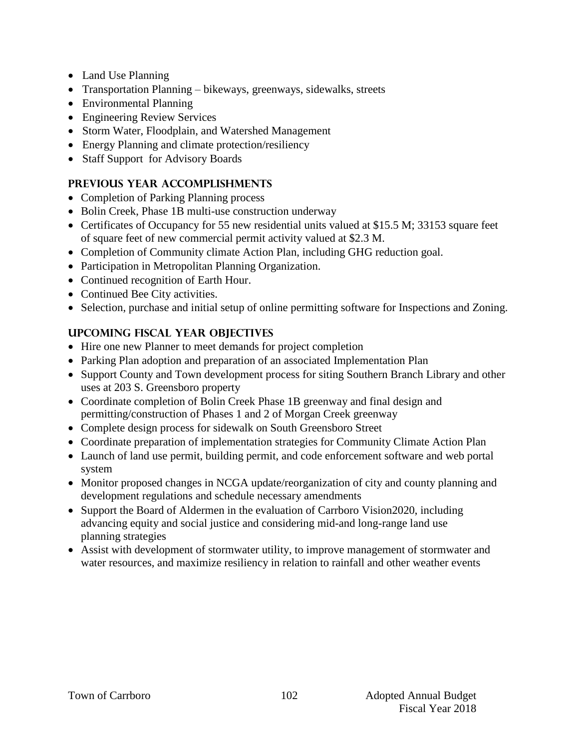- Land Use Planning
- Transportation Planning – bikeways, greenways, sidewalks, streets
- Environmental Planning
- Engineering Review Services
- Storm Water, Floodplain, and Watershed Management
- Energy Planning and climate protection/resiliency
- Staff Support for Advisory Boards

## Previous Year Accomplishments

- Completion of Parking Planning process
- Bolin Creek, Phase 1B multi-use construction underway
- Certificates of Occupancy for 55 new residential units valued at $15.5 M; 33153 square feet of square feet of new commercial permit activity valued at $2.3 M.
- Completion of Community climate Action Plan, including GHG reduction goal.
- Participation in Metropolitan Planning Organization.
- Continued recognition of Earth Hour.
- Continued Bee City activities.
- Selection, purchase and initial setup of online permitting software for Inspections and Zoning.

## Upcoming Fiscal Year Objectives

- Hire one new Planner to meet demands for project completion
- Parking Plan adoption and preparation of an associated Implementation Plan
- Support County and Town development process for siting Southern Branch Library and other uses at 203 S. Greensboro property
- Coordinate completion of Bolin Creek Phase 1B greenway and final design and permitting/construction of Phases 1 and 2 of Morgan Creek greenway
- Complete design process for sidewalk on South Greensboro Street
- Coordinate preparation of implementation strategies for Community Climate Action Plan
- Launch of land use permit, building permit, and code enforcement software and web portal system
- Monitor proposed changes in NCGA update/reorganization of city and county planning and development regulations and schedule necessary amendments
- Support the Board of Aldermen in the evaluation of Carrboro Vision2020, including advancing equity and social justice and considering mid-and long-range land use planning strategies
- Assist with development of stormwater utility, to improve management of stormwater and water resources, and maximize resiliency in relation to rainfall and other weather events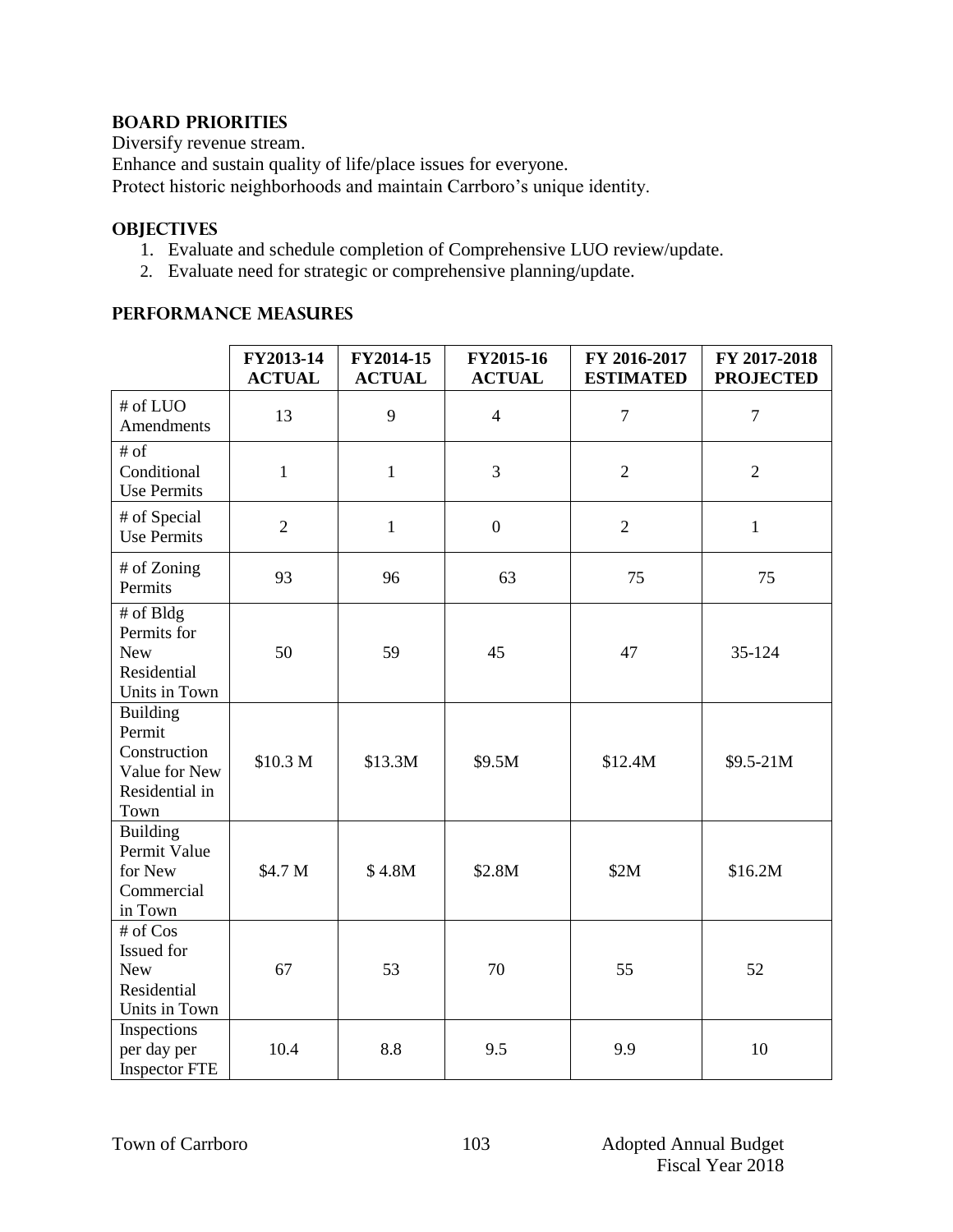## BOARD PRIORITIES

Diversify revenue stream.
Enhance and sustain quality of life/place issues for everyone.
Protect historic neighborhoods and maintain Carrboro's unique identity.

## OBJECTIVES

1. Evaluate and schedule completion of Comprehensive LUO review/update.
2. Evaluate need for strategic or comprehensive planning/update.

## PERFORMANCE MEASURES

| | FY2013-14 ACTUAL | FY2014-15 ACTUAL | FY2015-16 ACTUAL | FY 2016-2017 ESTIMATED | FY 2017-2018 PROJECTED |
|---|---|---|---|---|---|
| # of LUO Amendments | 13 | 9 | 4 | 7 | 7 |
| # of Conditional Use Permits | 1 | 1 | 3 | 2 | 2 |
| # of Special Use Permits | 2 | 1 | 0 | 2 | 1 |
| # of Zoning Permits | 93 | 96 | 63 | 75 | 75 |
| # of Bldg Permits for New Residential Units in Town | 50 | 59 | 45 | 47 | 35-124 |
| Building Permit Construction Value for New Residential in Town | $10.3 M | $13.3M | $9.5M | $12.4M | $9.5-21M |
| Building Permit Value for New Commercial in Town | $4.7 M | $ 4.8M | $2.8M | $2M | $16.2M |
| # of Cos Issued for New Residential Units in Town | 67 | 53 | 70 | 55 | 52 |
| Inspections per day per Inspector FTE | 10.4 | 8.8 | 9.5 | 9.9 | 10 |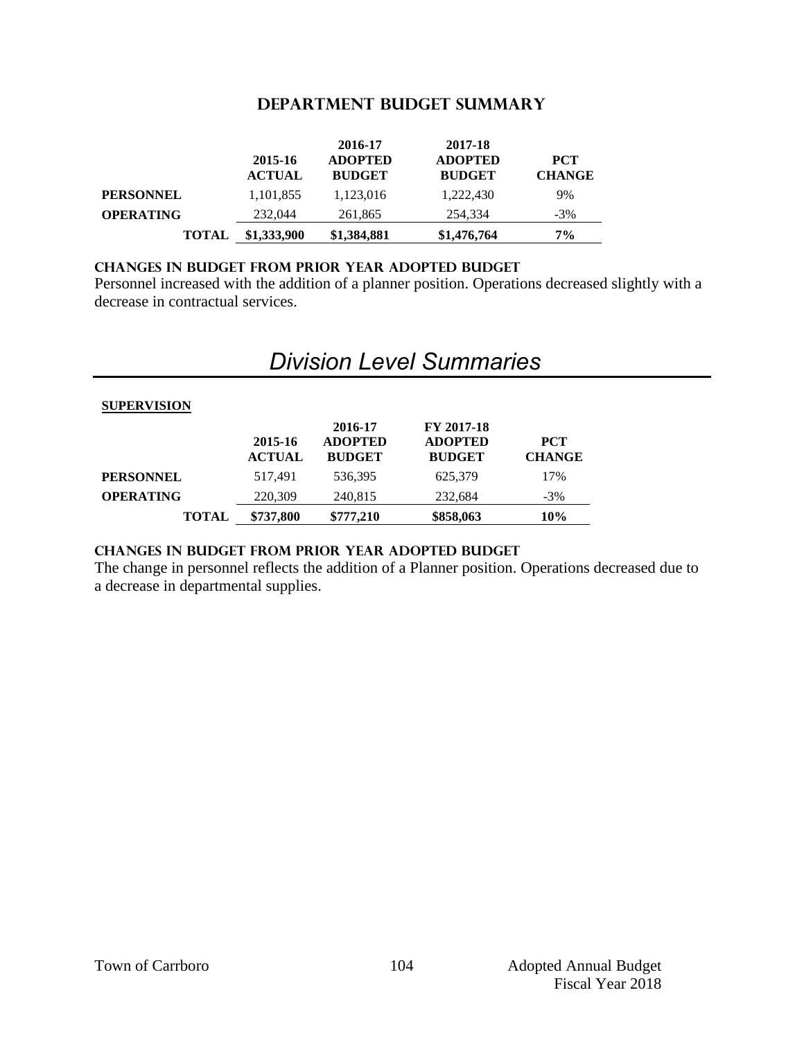## DEPARTMENT BUDGET SUMMARY

| | 2015-16 ACTUAL | 2016-17 ADOPTED BUDGET | 2017-18 ADOPTED BUDGET | PCT CHANGE |
|---|---|---|---|---|
| **PERSONNEL** | 1,101,855 | 1,123,016 | 1,222,430 | 9% |
| **OPERATING** | 232,044 | 261,865 | 254,334 | -3% |
| **TOTAL** | **$1,333,900** | **$1,384,881** | **$1,476,764** | **7%** |

### CHANGES IN BUDGET FROM PRIOR YEAR ADOPTED BUDGET

Personnel increased with the addition of a planner position. Operations decreased slightly with a decrease in contractual services.

# *Division Level Summaries*

**SUPERVISION**

| | 2015-16 ACTUAL | 2016-17 ADOPTED BUDGET | FY 2017-18 ADOPTED BUDGET | PCT CHANGE |
|---|---|---|---|---|
| **PERSONNEL** | 517,491 | 536,395 | 625,379 | 17% |
| **OPERATING** | 220,309 | 240,815 | 232,684 | -3% |
| **TOTAL** | **$737,800** | **$777,210** | **$858,063** | **10%** |

### CHANGES IN BUDGET FROM PRIOR YEAR ADOPTED BUDGET

The change in personnel reflects the addition of a Planner position. Operations decreased due to a decrease in departmental supplies.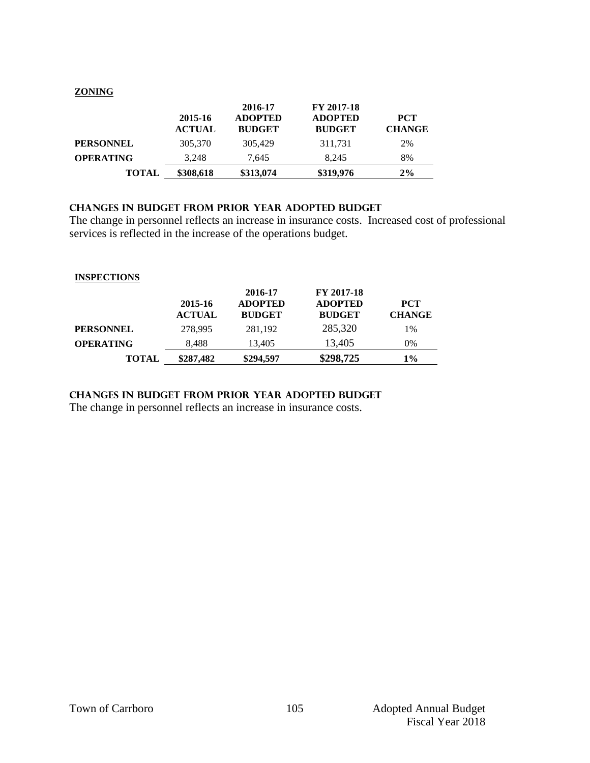**ZONING**

| | 2015-16 ACTUAL | 2016-17 ADOPTED BUDGET | FY 2017-18 ADOPTED BUDGET | PCT CHANGE |
|---|---|---|---|---|
| **PERSONNEL** | 305,370 | 305,429 | 311,731 | 2% |
| **OPERATING** | 3,248 | 7,645 | 8,245 | 8% |
| **TOTAL** | **$308,618** | **$313,074** | **$319,976** | **2%** |

### CHANGES IN BUDGET FROM PRIOR YEAR ADOPTED BUDGET

The change in personnel reflects an increase in insurance costs. Increased cost of professional services is reflected in the increase of the operations budget.

**INSPECTIONS**

| | 2015-16 ACTUAL | 2016-17 ADOPTED BUDGET | FY 2017-18 ADOPTED BUDGET | PCT CHANGE |
|---|---|---|---|---|
| **PERSONNEL** | 278,995 | 281,192 | 285,320 | 1% |
| **OPERATING** | 8,488 | 13,405 | 13,405 | 0% |
| **TOTAL** | **$287,482** | **$294,597** | **$298,725** | **1%** |

### CHANGES IN BUDGET FROM PRIOR YEAR ADOPTED BUDGET

The change in personnel reflects an increase in insurance costs.